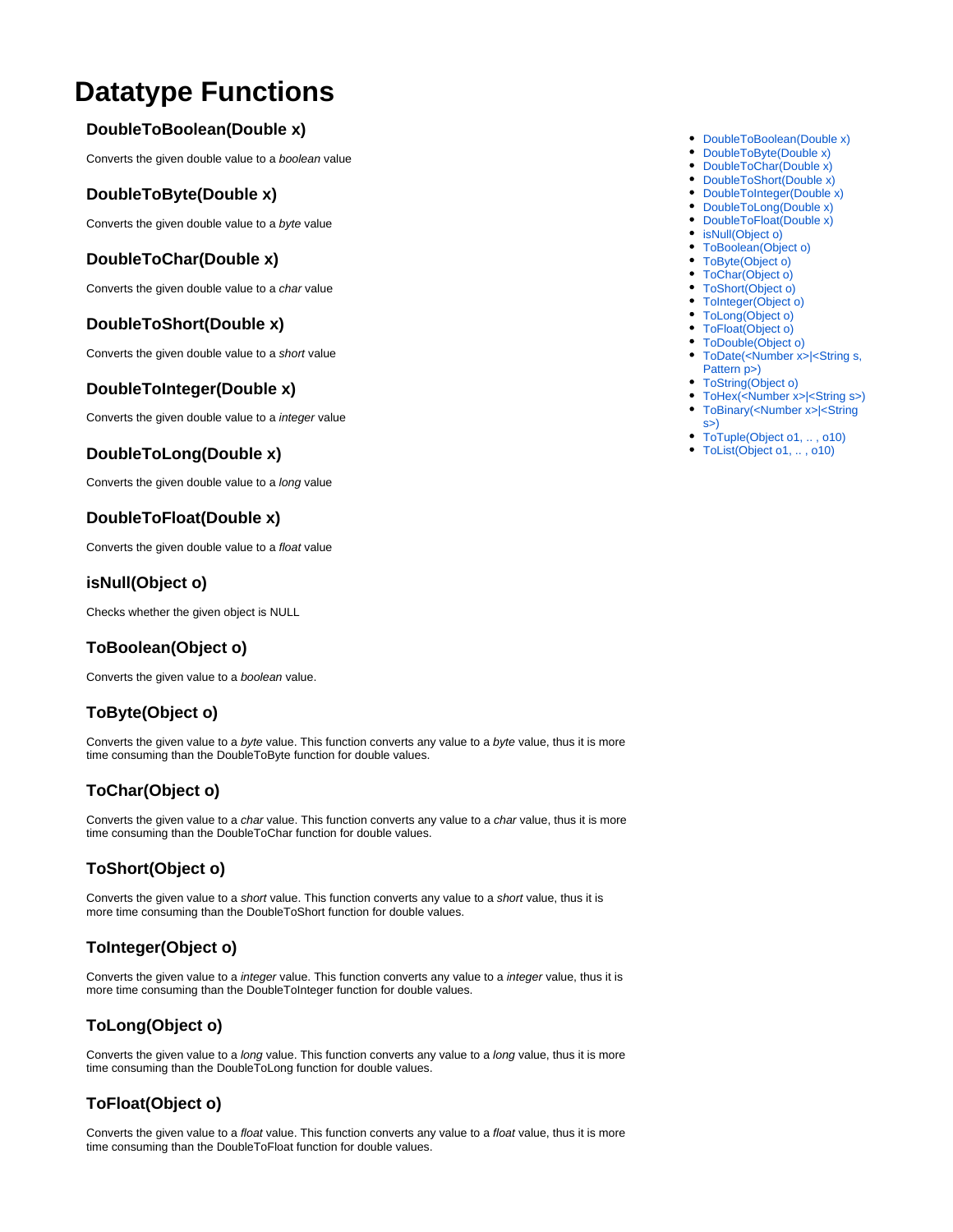# Datatype Functions

- DoubleToBoolean(Double x)
- DoubleToByte(Double x)
- DoubleToChar(Double x)
- DoubleToShort(Double x)
- DoubleToInteger(Double x)
- DoubleToLong(Double x)
- DoubleToFloat(Double x)
- isNull(Object o)
- ToBoolean(Object o)
- ToByte(Object o)
- ToChar(Object o)
- ToShort(Object o)
- ToInteger(Object o)
- ToLong(Object o)
- ToFloat(Object o)
- ToDouble(Object o)
- ToDate(<Number x>|<String s, Pattern p>)
- ToString(Object o)
- ToHex(<Number x>|<String s>)
- ToBinary(<Number x>|<String s>)
- ToTuple(Object o1, .. , o10)
- ToList(Object o1, .. , o10)

### DoubleToBoolean(Double x)

Converts the given double value to a *boolean* value

### DoubleToByte(Double x)

Converts the given double value to a *byte* value

### DoubleToChar(Double x)

Converts the given double value to a *char* value

### DoubleToShort(Double x)

Converts the given double value to a *short* value

### DoubleToInteger(Double x)

Converts the given double value to a *integer* value

### DoubleToLong(Double x)

Converts the given double value to a *long* value

### DoubleToFloat(Double x)

Converts the given double value to a *float* value

### isNull(Object o)

Checks whether the given object is NULL

### ToBoolean(Object o)

Converts the given value to a *boolean* value.

### ToByte(Object o)

Converts the given value to a *byte* value. This function converts any value to a *byte* value, thus it is more time consuming than the DoubleToByte function for double values.

### ToChar(Object o)

Converts the given value to a *char* value. This function converts any value to a *char* value, thus it is more time consuming than the DoubleToChar function for double values.

### ToShort(Object o)

Converts the given value to a *short* value. This function converts any value to a *short* value, thus it is more time consuming than the DoubleToShort function for double values.

### ToInteger(Object o)

Converts the given value to a *integer* value. This function converts any value to a *integer* value, thus it is more time consuming than the DoubleToInteger function for double values.

### ToLong(Object o)

Converts the given value to a *long* value. This function converts any value to a *long* value, thus it is more time consuming than the DoubleToLong function for double values.

### ToFloat(Object o)

Converts the given value to a *float* value. This function converts any value to a *float* value, thus it is more time consuming than the DoubleToFloat function for double values.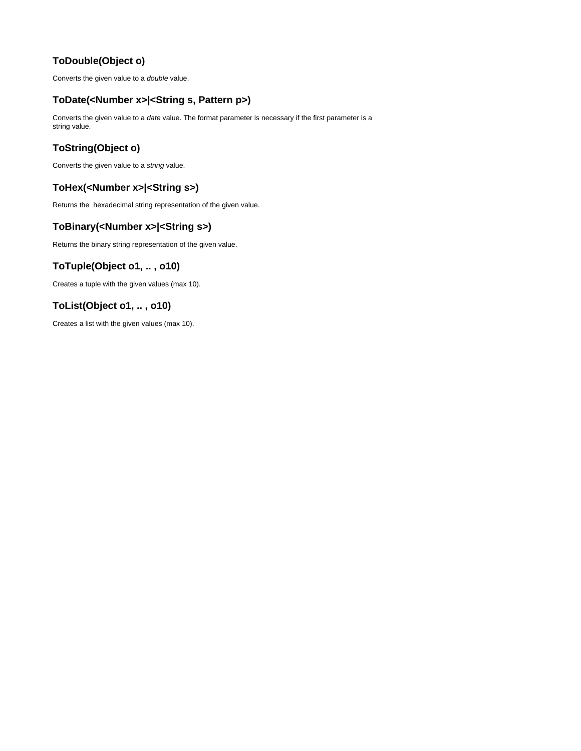### ToDouble(Object o)

Converts the given value to a *double* value.

### ToDate(<Number x>|<String s, Pattern p>)

Converts the given value to a *date* value. The format parameter is necessary if the first parameter is a string value.

### ToString(Object o)

Converts the given value to a *string* value.

### ToHex(<Number x>|<String s>)

Returns the hexadecimal string representation of the given value.

### ToBinary(<Number x>|<String s>)

Returns the binary string representation of the given value.

### ToTuple(Object o1, .. , o10)

Creates a tuple with the given values (max 10).

### ToList(Object o1, .. , o10)

Creates a list with the given values (max 10).